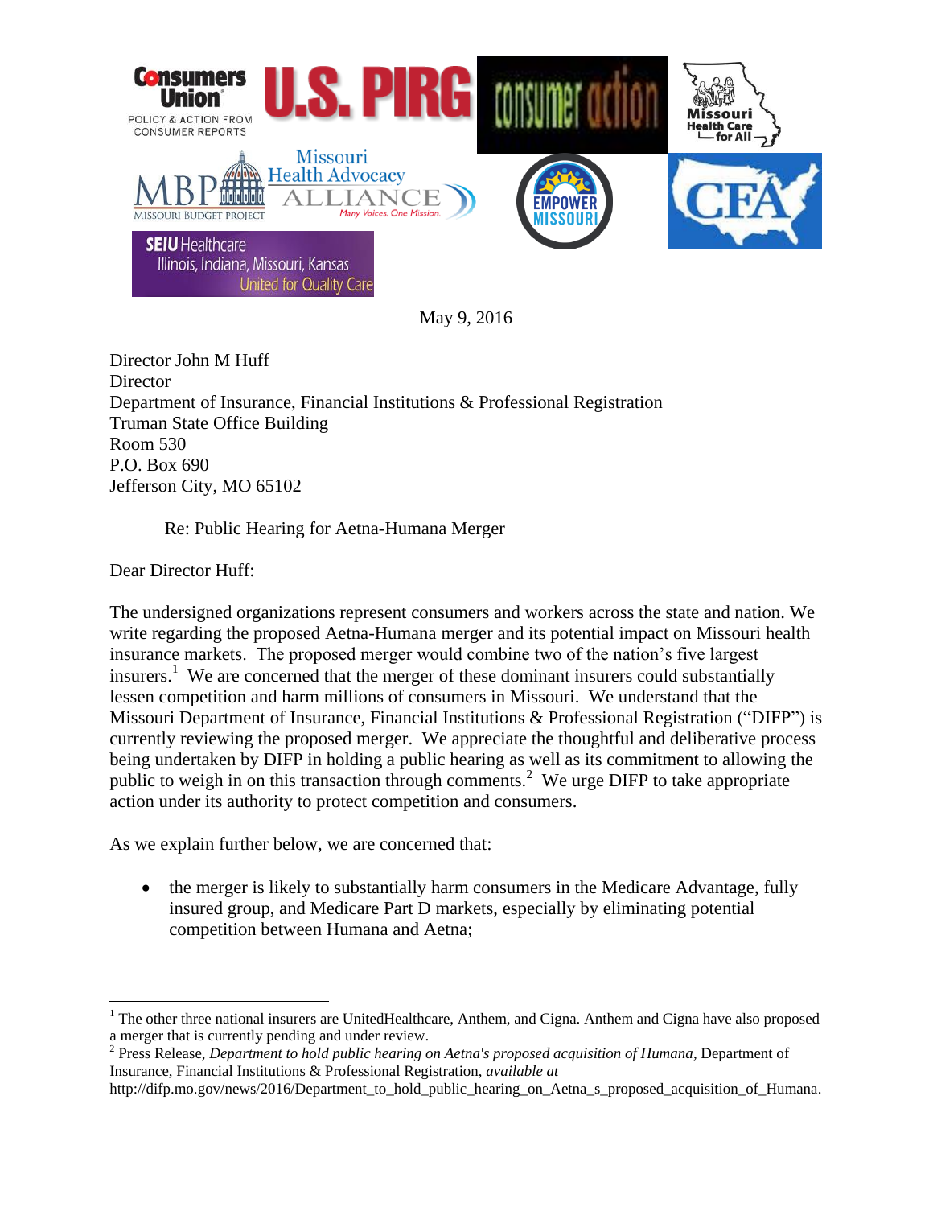May 9, 2016

Director John M Huff  
Director  
Department of Insurance, Financial Institutions & Professional Registration  
Truman State Office Building  
Room 530  
P.O. Box 690  
Jefferson City, MO 65102

Re: Public Hearing for Aetna-Humana Merger

Dear Director Huff:

The undersigned organizations represent consumers and workers across the state and nation. We write regarding the proposed Aetna-Humana merger and its potential impact on Missouri health insurance markets. The proposed merger would combine two of the nation's five largest insurers.[1] We are concerned that the merger of these dominant insurers could substantially lessen competition and harm millions of consumers in Missouri. We understand that the Missouri Department of Insurance, Financial Institutions & Professional Registration ("DIFP") is currently reviewing the proposed merger. We appreciate the thoughtful and deliberative process being undertaken by DIFP in holding a public hearing as well as its commitment to allowing the public to weigh in on this transaction through comments.[2] We urge DIFP to take appropriate action under its authority to protect competition and consumers.

As we explain further below, we are concerned that:

- the merger is likely to substantially harm consumers in the Medicare Advantage, fully insured group, and Medicare Part D markets, especially by eliminating potential competition between Humana and Aetna;

---

[1] The other three national insurers are UnitedHealthcare, Anthem, and Cigna. Anthem and Cigna have also proposed a merger that is currently pending and under review.

[2] Press Release, *Department to hold public hearing on Aetna's proposed acquisition of Humana*, Department of Insurance, Financial Institutions & Professional Registration, *available at* http://difp.mo.gov/news/2016/Department_to_hold_public_hearing_on_Aetna_s_proposed_acquisition_of_Humana.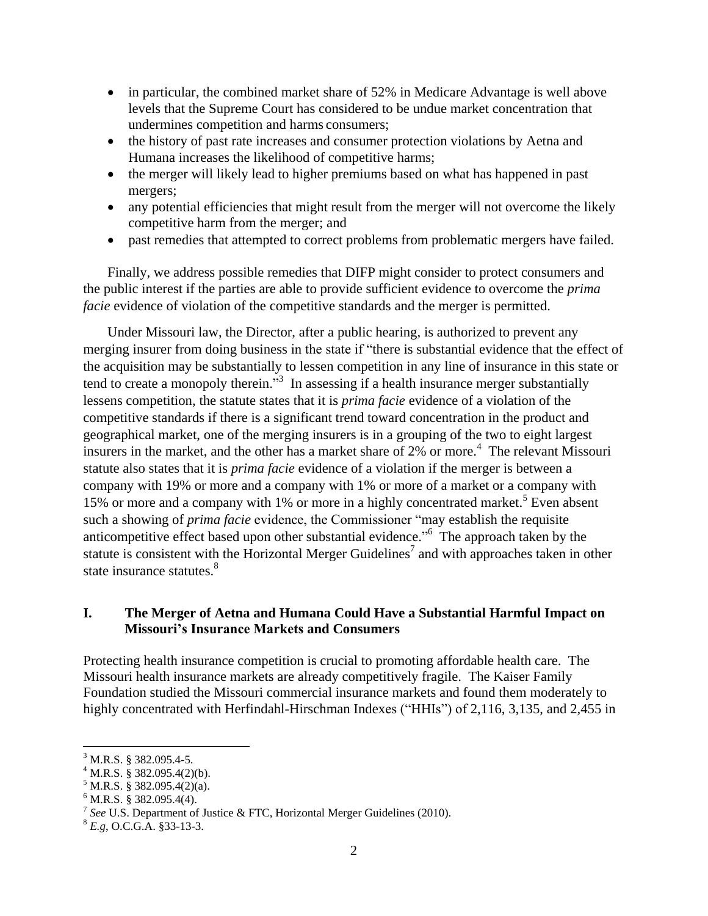- in particular, the combined market share of 52% in Medicare Advantage is well above levels that the Supreme Court has considered to be undue market concentration that undermines competition and harms consumers;
- the history of past rate increases and consumer protection violations by Aetna and Humana increases the likelihood of competitive harms;
- the merger will likely lead to higher premiums based on what has happened in past mergers;
- any potential efficiencies that might result from the merger will not overcome the likely competitive harm from the merger; and
- past remedies that attempted to correct problems from problematic mergers have failed.

Finally, we address possible remedies that DIFP might consider to protect consumers and the public interest if the parties are able to provide sufficient evidence to overcome the *prima facie* evidence of violation of the competitive standards and the merger is permitted.

Under Missouri law, the Director, after a public hearing, is authorized to prevent any merging insurer from doing business in the state if "there is substantial evidence that the effect of the acquisition may be substantially to lessen competition in any line of insurance in this state or tend to create a monopoly therein."[3] In assessing if a health insurance merger substantially lessens competition, the statute states that it is *prima facie* evidence of a violation of the competitive standards if there is a significant trend toward concentration in the product and geographical market, one of the merging insurers is in a grouping of the two to eight largest insurers in the market, and the other has a market share of 2% or more.[4] The relevant Missouri statute also states that it is *prima facie* evidence of a violation if the merger is between a company with 19% or more and a company with 1% or more of a market or a company with 15% or more and a company with 1% or more in a highly concentrated market.[5] Even absent such a showing of *prima facie* evidence, the Commissioner "may establish the requisite anticompetitive effect based upon other substantial evidence."[6] The approach taken by the statute is consistent with the Horizontal Merger Guidelines[7] and with approaches taken in other state insurance statutes.[8]

## I. The Merger of Aetna and Humana Could Have a Substantial Harmful Impact on Missouri's Insurance Markets and Consumers

Protecting health insurance competition is crucial to promoting affordable health care. The Missouri health insurance markets are already competitively fragile. The Kaiser Family Foundation studied the Missouri commercial insurance markets and found them moderately to highly concentrated with Herfindahl-Hirschman Indexes ("HHIs") of 2,116, 3,135, and 2,455 in

---

[3] M.R.S. § 382.095.4-5.

[4] M.R.S. § 382.095.4(2)(b).

[5] M.R.S. § 382.095.4(2)(a).

[6] M.R.S. § 382.095.4(4).

[7] *See* U.S. Department of Justice & FTC, Horizontal Merger Guidelines (2010).

[8] *E.g*, O.C.G.A. §33-13-3.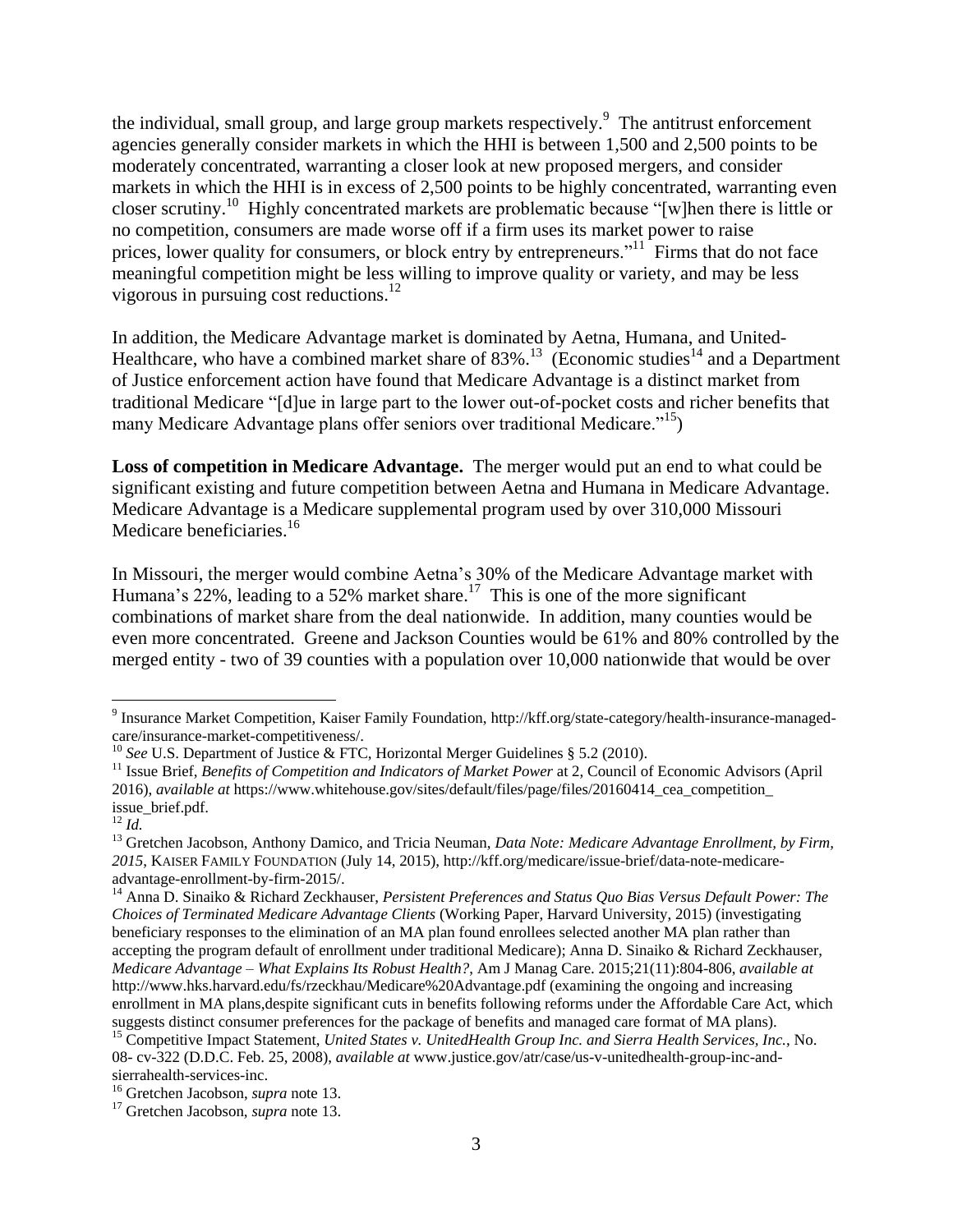the individual, small group, and large group markets respectively.[9] The antitrust enforcement agencies generally consider markets in which the HHI is between 1,500 and 2,500 points to be moderately concentrated, warranting a closer look at new proposed mergers, and consider markets in which the HHI is in excess of 2,500 points to be highly concentrated, warranting even closer scrutiny.[10] Highly concentrated markets are problematic because "[w]hen there is little or no competition, consumers are made worse off if a firm uses its market power to raise prices, lower quality for consumers, or block entry by entrepreneurs."[11] Firms that do not face meaningful competition might be less willing to improve quality or variety, and may be less vigorous in pursuing cost reductions.[12]

In addition, the Medicare Advantage market is dominated by Aetna, Humana, and United-Healthcare, who have a combined market share of 83%.[13] (Economic studies[14] and a Department of Justice enforcement action have found that Medicare Advantage is a distinct market from traditional Medicare "[d]ue in large part to the lower out-of-pocket costs and richer benefits that many Medicare Advantage plans offer seniors over traditional Medicare."[15])

**Loss of competition in Medicare Advantage.** The merger would put an end to what could be significant existing and future competition between Aetna and Humana in Medicare Advantage. Medicare Advantage is a Medicare supplemental program used by over 310,000 Missouri Medicare beneficiaries.[16]

In Missouri, the merger would combine Aetna's 30% of the Medicare Advantage market with Humana's 22%, leading to a 52% market share.[17] This is one of the more significant combinations of market share from the deal nationwide. In addition, many counties would be even more concentrated. Greene and Jackson Counties would be 61% and 80% controlled by the merged entity - two of 39 counties with a population over 10,000 nationwide that would be over

---

[9] Insurance Market Competition, Kaiser Family Foundation, http://kff.org/state-category/health-insurance-managed-care/insurance-market-competitiveness/.

[10] *See* U.S. Department of Justice & FTC, Horizontal Merger Guidelines § 5.2 (2010).

[11] Issue Brief, *Benefits of Competition and Indicators of Market Power* at 2, Council of Economic Advisors (April 2016), *available at* https://www.whitehouse.gov/sites/default/files/page/files/20160414_cea_competition_issue_brief.pdf.

[12] *Id.*

[13] Gretchen Jacobson, Anthony Damico, and Tricia Neuman, *Data Note: Medicare Advantage Enrollment, by Firm, 2015*, KAISER FAMILY FOUNDATION (July 14, 2015), http://kff.org/medicare/issue-brief/data-note-medicare-advantage-enrollment-by-firm-2015/.

[14] Anna D. Sinaiko & Richard Zeckhauser, *Persistent Preferences and Status Quo Bias Versus Default Power: The Choices of Terminated Medicare Advantage Clients* (Working Paper, Harvard University, 2015) (investigating beneficiary responses to the elimination of an MA plan found enrollees selected another MA plan rather than accepting the program default of enrollment under traditional Medicare); Anna D. Sinaiko & Richard Zeckhauser, *Medicare Advantage – What Explains Its Robust Health?*, Am J Manag Care. 2015;21(11):804-806, *available at* http://www.hks.harvard.edu/fs/rzeckhau/Medicare%20Advantage.pdf (examining the ongoing and increasing enrollment in MA plans,despite significant cuts in benefits following reforms under the Affordable Care Act, which suggests distinct consumer preferences for the package of benefits and managed care format of MA plans).

[15] Competitive Impact Statement, *United States v. UnitedHealth Group Inc. and Sierra Health Services, Inc.*, No. 08- cv-322 (D.D.C. Feb. 25, 2008), *available at* www.justice.gov/atr/case/us-v-unitedhealth-group-inc-and-sierrahealth-services-inc.

[16] Gretchen Jacobson, *supra* note 13.

[17] Gretchen Jacobson, *supra* note 13.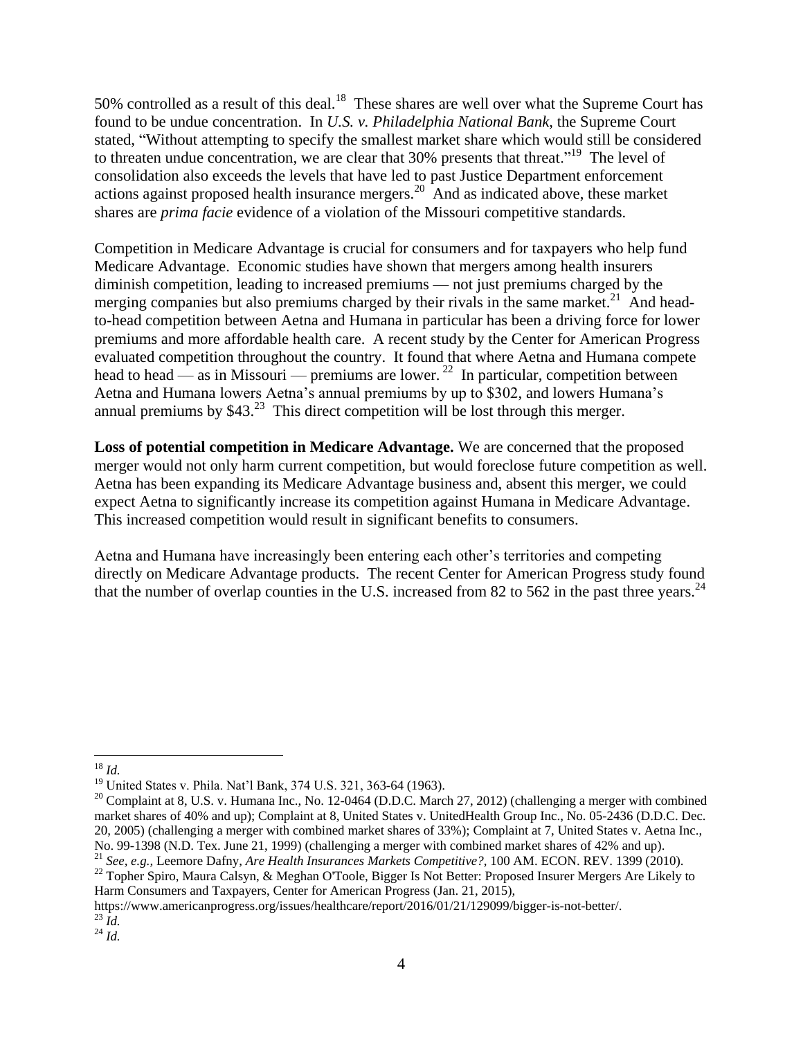50% controlled as a result of this deal.[18] These shares are well over what the Supreme Court has found to be undue concentration. In *U.S. v. Philadelphia National Bank*, the Supreme Court stated, "Without attempting to specify the smallest market share which would still be considered to threaten undue concentration, we are clear that 30% presents that threat."[19] The level of consolidation also exceeds the levels that have led to past Justice Department enforcement actions against proposed health insurance mergers.[20] And as indicated above, these market shares are *prima facie* evidence of a violation of the Missouri competitive standards.

Competition in Medicare Advantage is crucial for consumers and for taxpayers who help fund Medicare Advantage. Economic studies have shown that mergers among health insurers diminish competition, leading to increased premiums — not just premiums charged by the merging companies but also premiums charged by their rivals in the same market.[21] And head-to-head competition between Aetna and Humana in particular has been a driving force for lower premiums and more affordable health care. A recent study by the Center for American Progress evaluated competition throughout the country. It found that where Aetna and Humana compete head to head — as in Missouri — premiums are lower.[22] In particular, competition between Aetna and Humana lowers Aetna's annual premiums by up to $302, and lowers Humana's annual premiums by $43.[23] This direct competition will be lost through this merger.

**Loss of potential competition in Medicare Advantage.** We are concerned that the proposed merger would not only harm current competition, but would foreclose future competition as well. Aetna has been expanding its Medicare Advantage business and, absent this merger, we could expect Aetna to significantly increase its competition against Humana in Medicare Advantage. This increased competition would result in significant benefits to consumers.

Aetna and Humana have increasingly been entering each other's territories and competing directly on Medicare Advantage products. The recent Center for American Progress study found that the number of overlap counties in the U.S. increased from 82 to 562 in the past three years.[24]

---

[18] *Id.*

[19] United States v. Phila. Nat'l Bank, 374 U.S. 321, 363-64 (1963).

[20] Complaint at 8, U.S. v. Humana Inc., No. 12-0464 (D.D.C. March 27, 2012) (challenging a merger with combined market shares of 40% and up); Complaint at 8, United States v. UnitedHealth Group Inc., No. 05-2436 (D.D.C. Dec. 20, 2005) (challenging a merger with combined market shares of 33%); Complaint at 7, United States v. Aetna Inc., No. 99-1398 (N.D. Tex. June 21, 1999) (challenging a merger with combined market shares of 42% and up).

[21] *See, e.g.,* Leemore Dafny, *Are Health Insurances Markets Competitive?*, 100 AM. ECON. REV. 1399 (2010).

[22] Topher Spiro, Maura Calsyn, & Meghan O'Toole, Bigger Is Not Better: Proposed Insurer Mergers Are Likely to Harm Consumers and Taxpayers, Center for American Progress (Jan. 21, 2015), https://www.americanprogress.org/issues/healthcare/report/2016/01/21/129099/bigger-is-not-better/.

[23] *Id.*

[24] *Id.*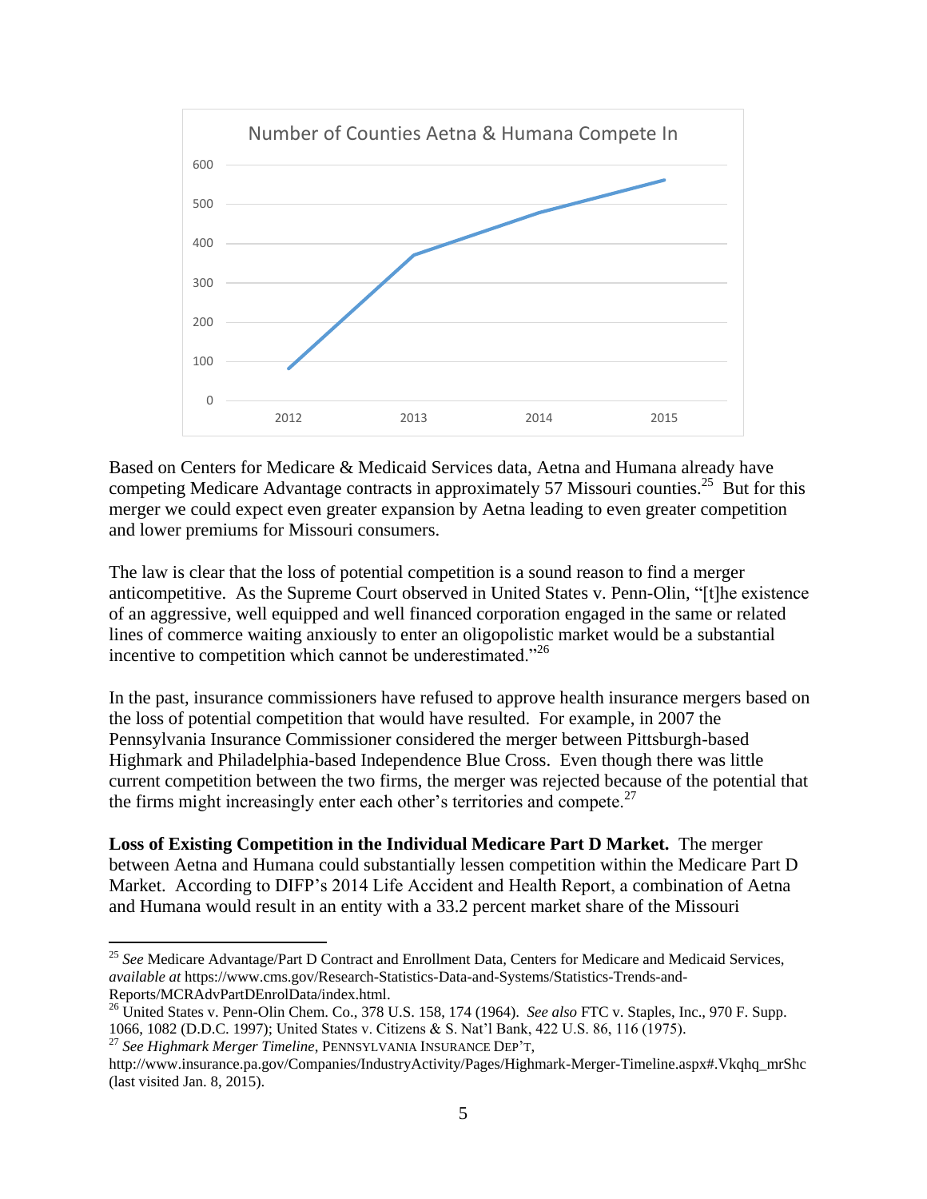Based on Centers for Medicare & Medicaid Services data, Aetna and Humana already have competing Medicare Advantage contracts in approximately 57 Missouri counties.[25] But for this merger we could expect even greater expansion by Aetna leading to even greater competition and lower premiums for Missouri consumers.

The law is clear that the loss of potential competition is a sound reason to find a merger anticompetitive. As the Supreme Court observed in United States v. Penn-Olin, "[t]he existence of an aggressive, well equipped and well financed corporation engaged in the same or related lines of commerce waiting anxiously to enter an oligopolistic market would be a substantial incentive to competition which cannot be underestimated."[26]

In the past, insurance commissioners have refused to approve health insurance mergers based on the loss of potential competition that would have resulted. For example, in 2007 the Pennsylvania Insurance Commissioner considered the merger between Pittsburgh-based Highmark and Philadelphia-based Independence Blue Cross. Even though there was little current competition between the two firms, the merger was rejected because of the potential that the firms might increasingly enter each other's territories and compete.[27]

**Loss of Existing Competition in the Individual Medicare Part D Market.** The merger between Aetna and Humana could substantially lessen competition within the Medicare Part D Market. According to DIFP's 2014 Life Accident and Health Report, a combination of Aetna and Humana would result in an entity with a 33.2 percent market share of the Missouri

---

[25] *See* Medicare Advantage/Part D Contract and Enrollment Data, Centers for Medicare and Medicaid Services, *available at* https://www.cms.gov/Research-Statistics-Data-and-Systems/Statistics-Trends-and-Reports/MCRAdvPartDEnrolData/index.html.

[26] United States v. Penn-Olin Chem. Co., 378 U.S. 158, 174 (1964). *See also* FTC v. Staples, Inc., 970 F. Supp. 1066, 1082 (D.D.C. 1997); United States v. Citizens & S. Nat'l Bank, 422 U.S. 86, 116 (1975).

[27] *See Highmark Merger Timeline*, PENNSYLVANIA INSURANCE DEP'T, http://www.insurance.pa.gov/Companies/IndustryActivity/Pages/Highmark-Merger-Timeline.aspx#.Vkqhq_mrShc (last visited Jan. 8, 2015).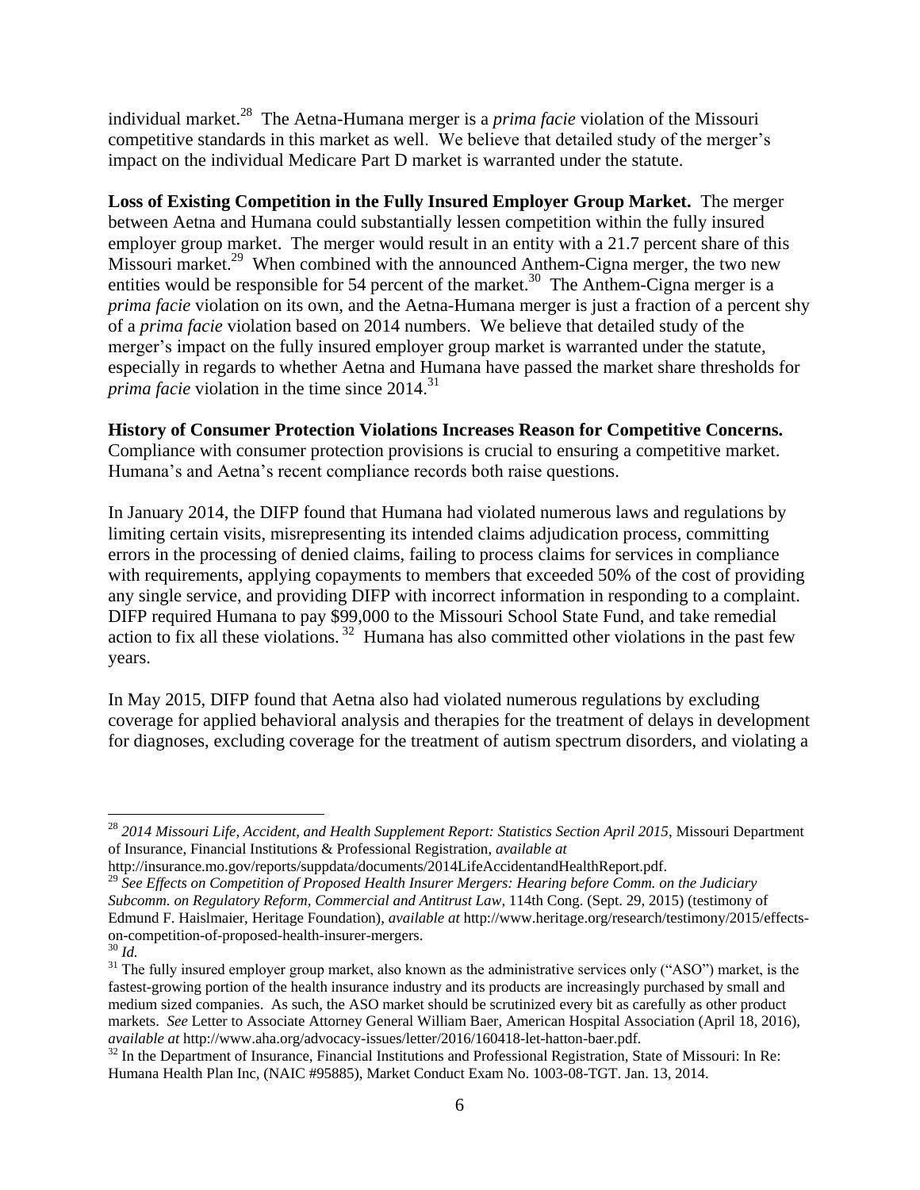individual market.[28] The Aetna-Humana merger is a *prima facie* violation of the Missouri competitive standards in this market as well. We believe that detailed study of the merger's impact on the individual Medicare Part D market is warranted under the statute.

**Loss of Existing Competition in the Fully Insured Employer Group Market.** The merger between Aetna and Humana could substantially lessen competition within the fully insured employer group market. The merger would result in an entity with a 21.7 percent share of this Missouri market.[29] When combined with the announced Anthem-Cigna merger, the two new entities would be responsible for 54 percent of the market.[30] The Anthem-Cigna merger is a *prima facie* violation on its own, and the Aetna-Humana merger is just a fraction of a percent shy of a *prima facie* violation based on 2014 numbers. We believe that detailed study of the merger's impact on the fully insured employer group market is warranted under the statute, especially in regards to whether Aetna and Humana have passed the market share thresholds for *prima facie* violation in the time since 2014.[31]

**History of Consumer Protection Violations Increases Reason for Competitive Concerns.** Compliance with consumer protection provisions is crucial to ensuring a competitive market. Humana's and Aetna's recent compliance records both raise questions.

In January 2014, the DIFP found that Humana had violated numerous laws and regulations by limiting certain visits, misrepresenting its intended claims adjudication process, committing errors in the processing of denied claims, failing to process claims for services in compliance with requirements, applying copayments to members that exceeded 50% of the cost of providing any single service, and providing DIFP with incorrect information in responding to a complaint. DIFP required Humana to pay $99,000 to the Missouri School State Fund, and take remedial action to fix all these violations.[32] Humana has also committed other violations in the past few years.

In May 2015, DIFP found that Aetna also had violated numerous regulations by excluding coverage for applied behavioral analysis and therapies for the treatment of delays in development for diagnoses, excluding coverage for the treatment of autism spectrum disorders, and violating a

---

[28] *2014 Missouri Life, Accident, and Health Supplement Report: Statistics Section April 2015*, Missouri Department of Insurance, Financial Institutions & Professional Registration, *available at* http://insurance.mo.gov/reports/suppdata/documents/2014LifeAccidentandHealthReport.pdf.

[29] *See Effects on Competition of Proposed Health Insurer Mergers: Hearing before Comm. on the Judiciary Subcomm. on Regulatory Reform, Commercial and Antitrust Law*, 114th Cong. (Sept. 29, 2015) (testimony of Edmund F. Haislmaier, Heritage Foundation), *available at* http://www.heritage.org/research/testimony/2015/effects-on-competition-of-proposed-health-insurer-mergers.

[30] *Id.*

[31] The fully insured employer group market, also known as the administrative services only ("ASO") market, is the fastest-growing portion of the health insurance industry and its products are increasingly purchased by small and medium sized companies. As such, the ASO market should be scrutinized every bit as carefully as other product markets. *See* Letter to Associate Attorney General William Baer, American Hospital Association (April 18, 2016), *available at* http://www.aha.org/advocacy-issues/letter/2016/160418-let-hatton-baer.pdf.

[32] In the Department of Insurance, Financial Institutions and Professional Registration, State of Missouri: In Re: Humana Health Plan Inc, (NAIC #95885), Market Conduct Exam No. 1003-08-TGT. Jan. 13, 2014.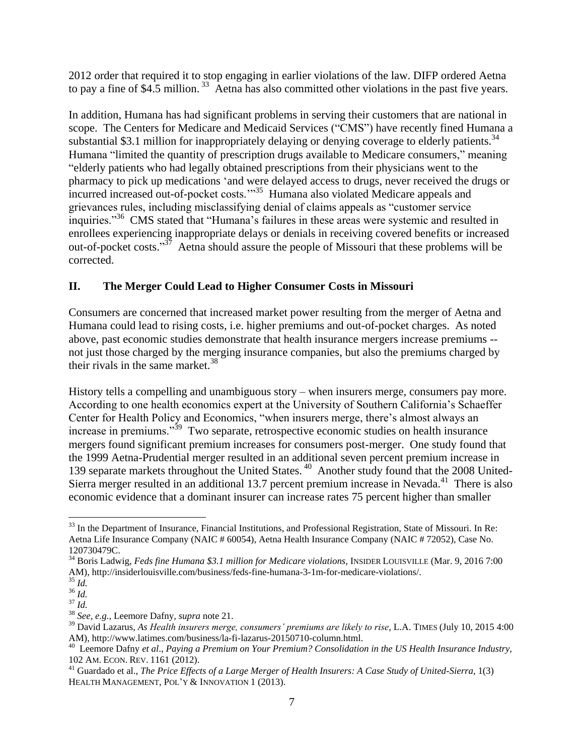2012 order that required it to stop engaging in earlier violations of the law. DIFP ordered Aetna to pay a fine of $4.5 million. [33] Aetna has also committed other violations in the past five years.

In addition, Humana has had significant problems in serving their customers that are national in scope. The Centers for Medicare and Medicaid Services ("CMS") have recently fined Humana a substantial $3.1 million for inappropriately delaying or denying coverage to elderly patients.[34] Humana "limited the quantity of prescription drugs available to Medicare consumers," meaning "elderly patients who had legally obtained prescriptions from their physicians went to the pharmacy to pick up medications 'and were delayed access to drugs, never received the drugs or incurred increased out-of-pocket costs.'"[35] Humana also violated Medicare appeals and grievances rules, including misclassifying denial of claims appeals as "customer service inquiries."[36] CMS stated that "Humana's failures in these areas were systemic and resulted in enrollees experiencing inappropriate delays or denials in receiving covered benefits or increased out-of-pocket costs."[37] Aetna should assure the people of Missouri that these problems will be corrected.

## II. The Merger Could Lead to Higher Consumer Costs in Missouri

Consumers are concerned that increased market power resulting from the merger of Aetna and Humana could lead to rising costs, i.e. higher premiums and out-of-pocket charges. As noted above, past economic studies demonstrate that health insurance mergers increase premiums -- not just those charged by the merging insurance companies, but also the premiums charged by their rivals in the same market.[38]

History tells a compelling and unambiguous story – when insurers merge, consumers pay more. According to one health economics expert at the University of Southern California's Schaeffer Center for Health Policy and Economics, "when insurers merge, there's almost always an increase in premiums."[39] Two separate, retrospective economic studies on health insurance mergers found significant premium increases for consumers post-merger. One study found that the 1999 Aetna-Prudential merger resulted in an additional seven percent premium increase in 139 separate markets throughout the United States. [40] Another study found that the 2008 United-Sierra merger resulted in an additional 13.7 percent premium increase in Nevada.[41] There is also economic evidence that a dominant insurer can increase rates 75 percent higher than smaller

---

[33] In the Department of Insurance, Financial Institutions, and Professional Registration, State of Missouri. In Re: Aetna Life Insurance Company (NAIC # 60054), Aetna Health Insurance Company (NAIC # 72052), Case No. 120730479C.

[34] Boris Ladwig, *Feds fine Humana $3.1 million for Medicare violations*, INSIDER LOUISVILLE (Mar. 9, 2016 7:00 AM), http://insiderlouisville.com/business/feds-fine-humana-3-1m-for-medicare-violations/.

[35] *Id.*

[36] *Id.*

[37] *Id.*

[38] *See, e.g.,* Leemore Dafny, *supra* note 21.

[39] David Lazarus, *As Health insurers merge, consumers' premiums are likely to rise*, L.A. TIMES (July 10, 2015 4:00 AM), http://www.latimes.com/business/la-fi-lazarus-20150710-column.html.

[40] Leemore Dafny *et al*., *Paying a Premium on Your Premium? Consolidation in the US Health Insurance Industry,* 102 AM. ECON. REV. 1161 (2012).

[41] Guardado et al., *The Price Effects of a Large Merger of Health Insurers: A Case Study of United-Sierra,* 1(3) HEALTH MANAGEMENT, POL'Y & INNOVATION 1 (2013).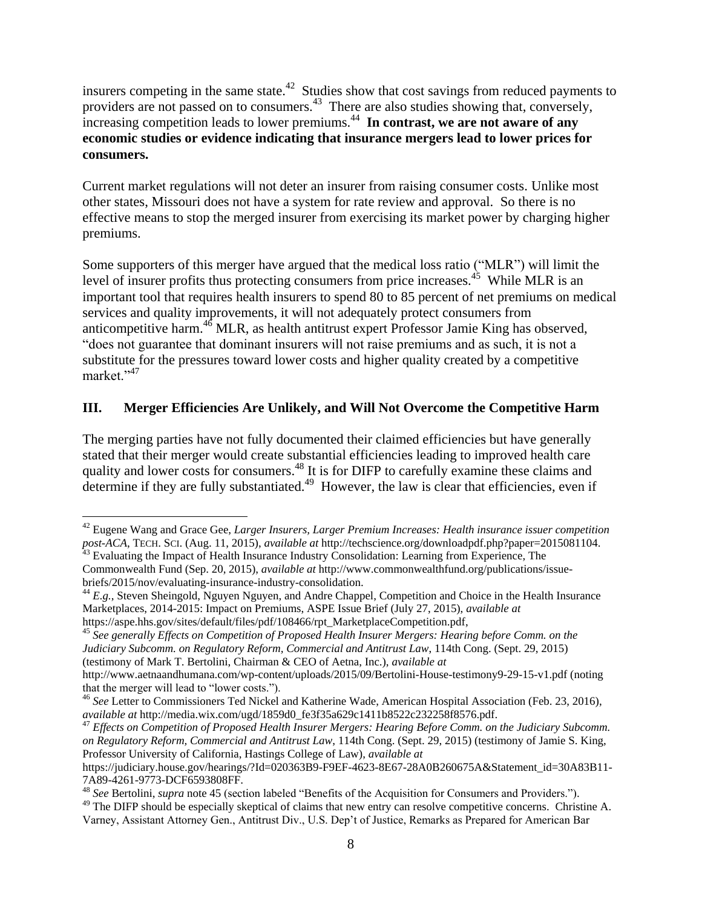insurers competing in the same state.[42] Studies show that cost savings from reduced payments to providers are not passed on to consumers.[43] There are also studies showing that, conversely, increasing competition leads to lower premiums.[44] **In contrast, we are not aware of any economic studies or evidence indicating that insurance mergers lead to lower prices for consumers.**

Current market regulations will not deter an insurer from raising consumer costs. Unlike most other states, Missouri does not have a system for rate review and approval. So there is no effective means to stop the merged insurer from exercising its market power by charging higher premiums.

Some supporters of this merger have argued that the medical loss ratio ("MLR") will limit the level of insurer profits thus protecting consumers from price increases.[45] While MLR is an important tool that requires health insurers to spend 80 to 85 percent of net premiums on medical services and quality improvements, it will not adequately protect consumers from anticompetitive harm.[46] MLR, as health antitrust expert Professor Jamie King has observed, "does not guarantee that dominant insurers will not raise premiums and as such, it is not a substitute for the pressures toward lower costs and higher quality created by a competitive market."[47]

## III. Merger Efficiencies Are Unlikely, and Will Not Overcome the Competitive Harm

The merging parties have not fully documented their claimed efficiencies but have generally stated that their merger would create substantial efficiencies leading to improved health care quality and lower costs for consumers.[48] It is for DIFP to carefully examine these claims and determine if they are fully substantiated.[49] However, the law is clear that efficiencies, even if

---

[42] Eugene Wang and Grace Gee, *Larger Insurers, Larger Premium Increases: Health insurance issuer competition post-ACA*, TECH. SCI. (Aug. 11, 2015), *available at* http://techscience.org/downloadpdf.php?paper=2015081104.

[43] Evaluating the Impact of Health Insurance Industry Consolidation: Learning from Experience, The Commonwealth Fund (Sep. 20, 2015), *available at* http://www.commonwealthfund.org/publications/issue-briefs/2015/nov/evaluating-insurance-industry-consolidation.

[44] *E.g.*, Steven Sheingold, Nguyen Nguyen, and Andre Chappel, Competition and Choice in the Health Insurance Marketplaces, 2014-2015: Impact on Premiums, ASPE Issue Brief (July 27, 2015), *available at* https://aspe.hhs.gov/sites/default/files/pdf/108466/rpt_MarketplaceCompetition.pdf,

[45] *See generally Effects on Competition of Proposed Health Insurer Mergers: Hearing before Comm. on the Judiciary Subcomm. on Regulatory Reform, Commercial and Antitrust Law*, 114th Cong. (Sept. 29, 2015) (testimony of Mark T. Bertolini, Chairman & CEO of Aetna, Inc.), *available at* http://www.aetnaandhumana.com/wp-content/uploads/2015/09/Bertolini-House-testimony9-29-15-v1.pdf (noting that the merger will lead to "lower costs.").

[46] *See* Letter to Commissioners Ted Nickel and Katherine Wade, American Hospital Association (Feb. 23, 2016), *available at* http://media.wix.com/ugd/1859d0_fe3f35a629c1411b8522c232258f8576.pdf.

[47] *Effects on Competition of Proposed Health Insurer Mergers: Hearing Before Comm. on the Judiciary Subcomm. on Regulatory Reform, Commercial and Antitrust Law*, 114th Cong. (Sept. 29, 2015) (testimony of Jamie S. King, Professor University of California, Hastings College of Law), *available at* https://judiciary.house.gov/hearings/?Id=020363B9-F9EF-4623-8E67-28A0B260675A&Statement_id=30A83B11-7A89-4261-9773-DCF6593808FF.

[48] *See* Bertolini, *supra* note 45 (section labeled "Benefits of the Acquisition for Consumers and Providers.").

[49] The DIFP should be especially skeptical of claims that new entry can resolve competitive concerns. Christine A. Varney, Assistant Attorney Gen., Antitrust Div., U.S. Dep't of Justice, Remarks as Prepared for American Bar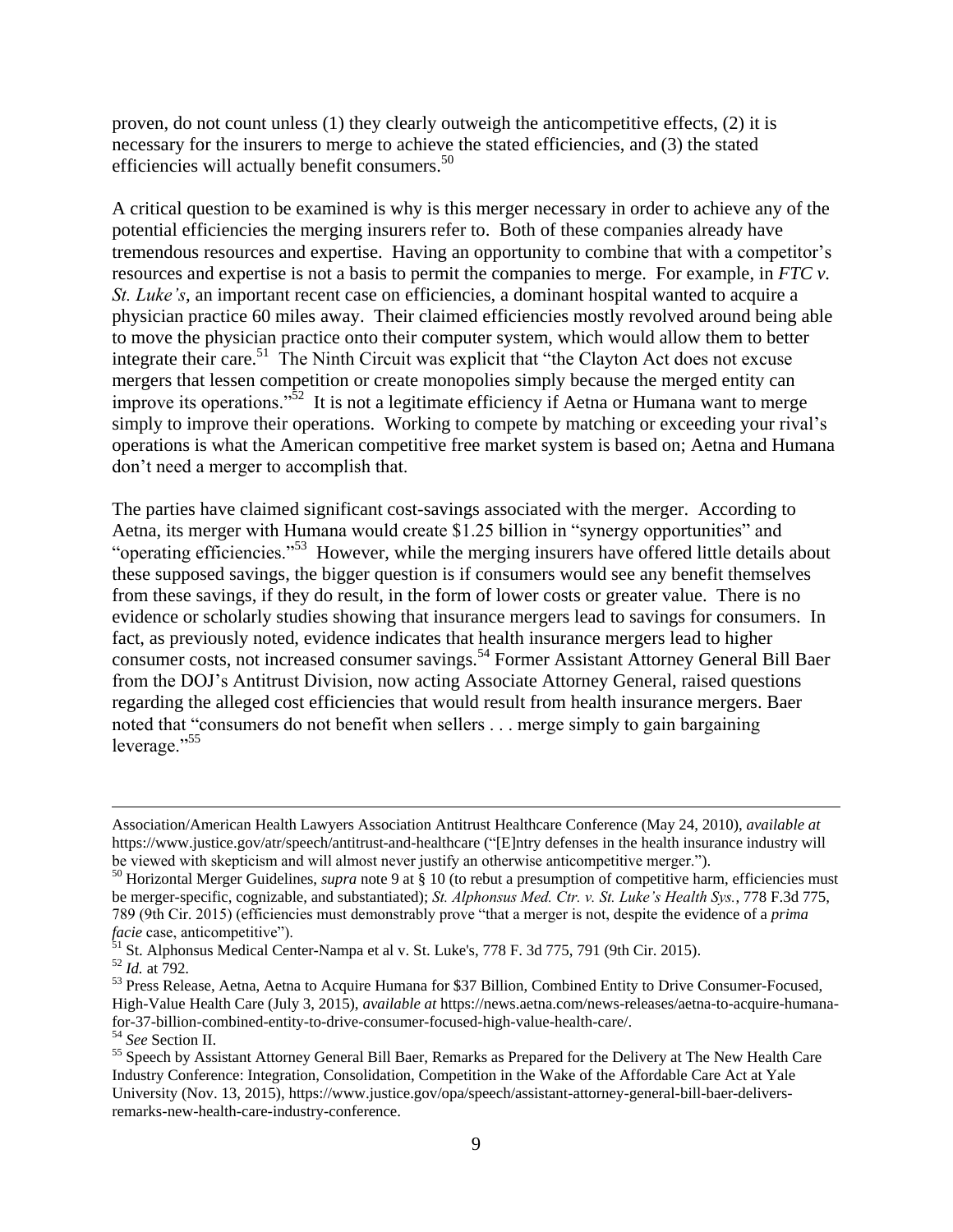proven, do not count unless (1) they clearly outweigh the anticompetitive effects, (2) it is necessary for the insurers to merge to achieve the stated efficiencies, and (3) the stated efficiencies will actually benefit consumers.[50]

A critical question to be examined is why is this merger necessary in order to achieve any of the potential efficiencies the merging insurers refer to. Both of these companies already have tremendous resources and expertise. Having an opportunity to combine that with a competitor's resources and expertise is not a basis to permit the companies to merge. For example, in *FTC v. St. Luke's*, an important recent case on efficiencies, a dominant hospital wanted to acquire a physician practice 60 miles away. Their claimed efficiencies mostly revolved around being able to move the physician practice onto their computer system, which would allow them to better integrate their care.[51] The Ninth Circuit was explicit that "the Clayton Act does not excuse mergers that lessen competition or create monopolies simply because the merged entity can improve its operations."[52] It is not a legitimate efficiency if Aetna or Humana want to merge simply to improve their operations. Working to compete by matching or exceeding your rival's operations is what the American competitive free market system is based on; Aetna and Humana don't need a merger to accomplish that.

The parties have claimed significant cost-savings associated with the merger. According to Aetna, its merger with Humana would create $1.25 billion in "synergy opportunities" and "operating efficiencies."[53] However, while the merging insurers have offered little details about these supposed savings, the bigger question is if consumers would see any benefit themselves from these savings, if they do result, in the form of lower costs or greater value. There is no evidence or scholarly studies showing that insurance mergers lead to savings for consumers. In fact, as previously noted, evidence indicates that health insurance mergers lead to higher consumer costs, not increased consumer savings.[54] Former Assistant Attorney General Bill Baer from the DOJ's Antitrust Division, now acting Associate Attorney General, raised questions regarding the alleged cost efficiencies that would result from health insurance mergers. Baer noted that "consumers do not benefit when sellers . . . merge simply to gain bargaining leverage."[55]

---

Association/American Health Lawyers Association Antitrust Healthcare Conference (May 24, 2010), *available at* https://www.justice.gov/atr/speech/antitrust-and-healthcare ("[E]ntry defenses in the health insurance industry will be viewed with skepticism and will almost never justify an otherwise anticompetitive merger.").

[50] Horizontal Merger Guidelines, *supra* note 9 at § 10 (to rebut a presumption of competitive harm, efficiencies must be merger-specific, cognizable, and substantiated); *St. Alphonsus Med. Ctr. v. St. Luke's Health Sys.*, 778 F.3d 775, 789 (9th Cir. 2015) (efficiencies must demonstrably prove "that a merger is not, despite the evidence of a *prima facie* case, anticompetitive").

[51] St. Alphonsus Medical Center-Nampa et al v. St. Luke's, 778 F. 3d 775, 791 (9th Cir. 2015).

[52] *Id.* at 792.

[53] Press Release, Aetna, Aetna to Acquire Humana for $37 Billion, Combined Entity to Drive Consumer-Focused, High-Value Health Care (July 3, 2015), *available at* https://news.aetna.com/news-releases/aetna-to-acquire-humana-for-37-billion-combined-entity-to-drive-consumer-focused-high-value-health-care/.

[54] *See* Section II.

[55] Speech by Assistant Attorney General Bill Baer, Remarks as Prepared for the Delivery at The New Health Care Industry Conference: Integration, Consolidation, Competition in the Wake of the Affordable Care Act at Yale University (Nov. 13, 2015), https://www.justice.gov/opa/speech/assistant-attorney-general-bill-baer-delivers-remarks-new-health-care-industry-conference.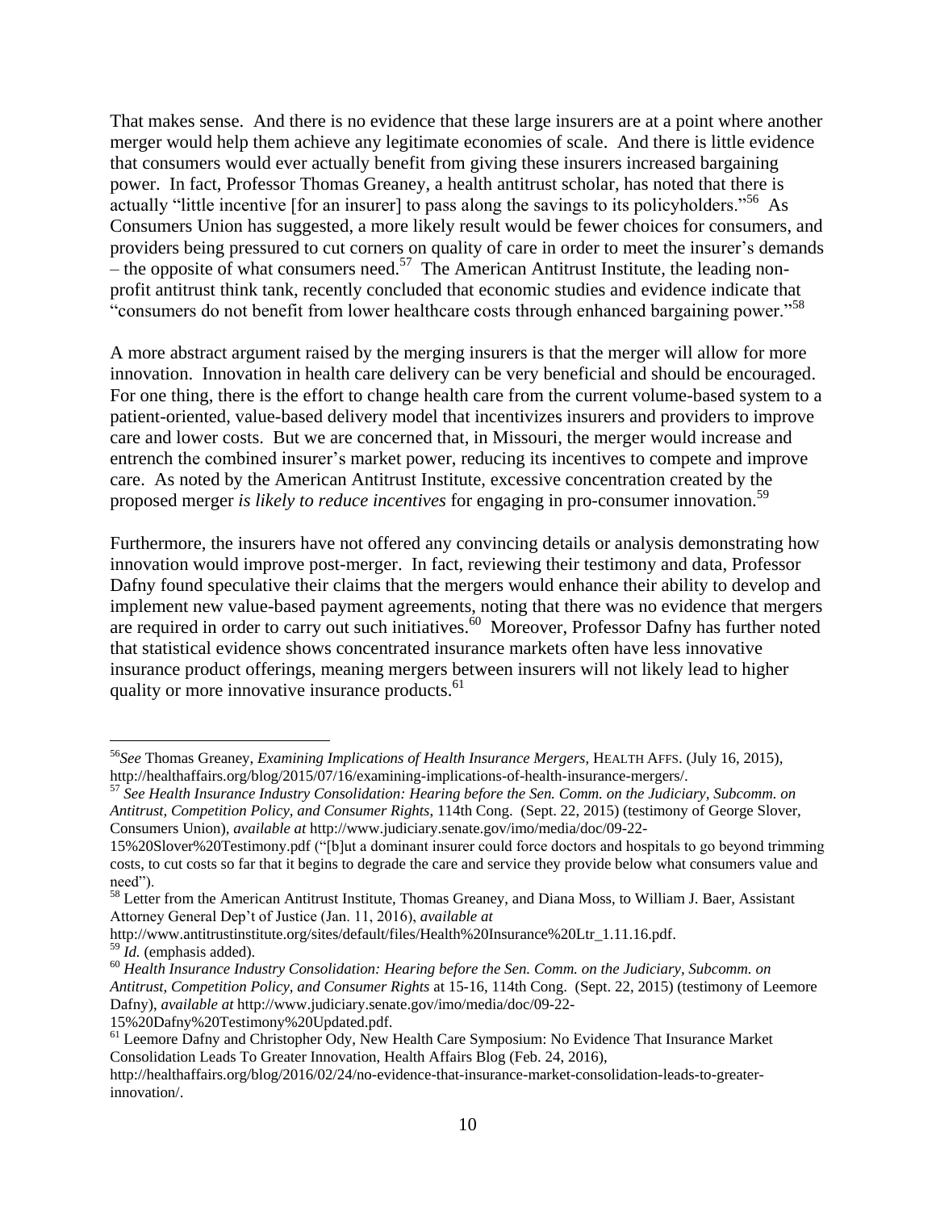That makes sense. And there is no evidence that these large insurers are at a point where another merger would help them achieve any legitimate economies of scale. And there is little evidence that consumers would ever actually benefit from giving these insurers increased bargaining power. In fact, Professor Thomas Greaney, a health antitrust scholar, has noted that there is actually "little incentive [for an insurer] to pass along the savings to its policyholders."[56] As Consumers Union has suggested, a more likely result would be fewer choices for consumers, and providers being pressured to cut corners on quality of care in order to meet the insurer's demands – the opposite of what consumers need.[57] The American Antitrust Institute, the leading non-profit antitrust think tank, recently concluded that economic studies and evidence indicate that "consumers do not benefit from lower healthcare costs through enhanced bargaining power."[58]

A more abstract argument raised by the merging insurers is that the merger will allow for more innovation. Innovation in health care delivery can be very beneficial and should be encouraged. For one thing, there is the effort to change health care from the current volume-based system to a patient-oriented, value-based delivery model that incentivizes insurers and providers to improve care and lower costs. But we are concerned that, in Missouri, the merger would increase and entrench the combined insurer's market power, reducing its incentives to compete and improve care. As noted by the American Antitrust Institute, excessive concentration created by the proposed merger *is likely to reduce incentives* for engaging in pro-consumer innovation.[59]

Furthermore, the insurers have not offered any convincing details or analysis demonstrating how innovation would improve post-merger. In fact, reviewing their testimony and data, Professor Dafny found speculative their claims that the mergers would enhance their ability to develop and implement new value-based payment agreements, noting that there was no evidence that mergers are required in order to carry out such initiatives.[60] Moreover, Professor Dafny has further noted that statistical evidence shows concentrated insurance markets often have less innovative insurance product offerings, meaning mergers between insurers will not likely lead to higher quality or more innovative insurance products.[61]

---

[56] *See* Thomas Greaney, *Examining Implications of Health Insurance Mergers*, HEALTH AFFS. (July 16, 2015), http://healthaffairs.org/blog/2015/07/16/examining-implications-of-health-insurance-mergers/.

[57] *See Health Insurance Industry Consolidation: Hearing before the Sen. Comm. on the Judiciary, Subcomm. on Antitrust, Competition Policy, and Consumer Rights*, 114th Cong. (Sept. 22, 2015) (testimony of George Slover, Consumers Union), *available at* http://www.judiciary.senate.gov/imo/media/doc/09-22-15%20Slover%20Testimony.pdf ("[b]ut a dominant insurer could force doctors and hospitals to go beyond trimming costs, to cut costs so far that it begins to degrade the care and service they provide below what consumers value and need").

[58] Letter from the American Antitrust Institute, Thomas Greaney, and Diana Moss, to William J. Baer, Assistant Attorney General Dep't of Justice (Jan. 11, 2016), *available at* http://www.antitrustinstitute.org/sites/default/files/Health%20Insurance%20Ltr_1.11.16.pdf.

[59] *Id.* (emphasis added).

[60] *Health Insurance Industry Consolidation: Hearing before the Sen. Comm. on the Judiciary, Subcomm. on Antitrust, Competition Policy, and Consumer Rights* at 15-16, 114th Cong. (Sept. 22, 2015) (testimony of Leemore Dafny), *available at* http://www.judiciary.senate.gov/imo/media/doc/09-22-15%20Dafny%20Testimony%20Updated.pdf.

[61] Leemore Dafny and Christopher Ody, New Health Care Symposium: No Evidence That Insurance Market Consolidation Leads To Greater Innovation, Health Affairs Blog (Feb. 24, 2016), http://healthaffairs.org/blog/2016/02/24/no-evidence-that-insurance-market-consolidation-leads-to-greater-innovation/.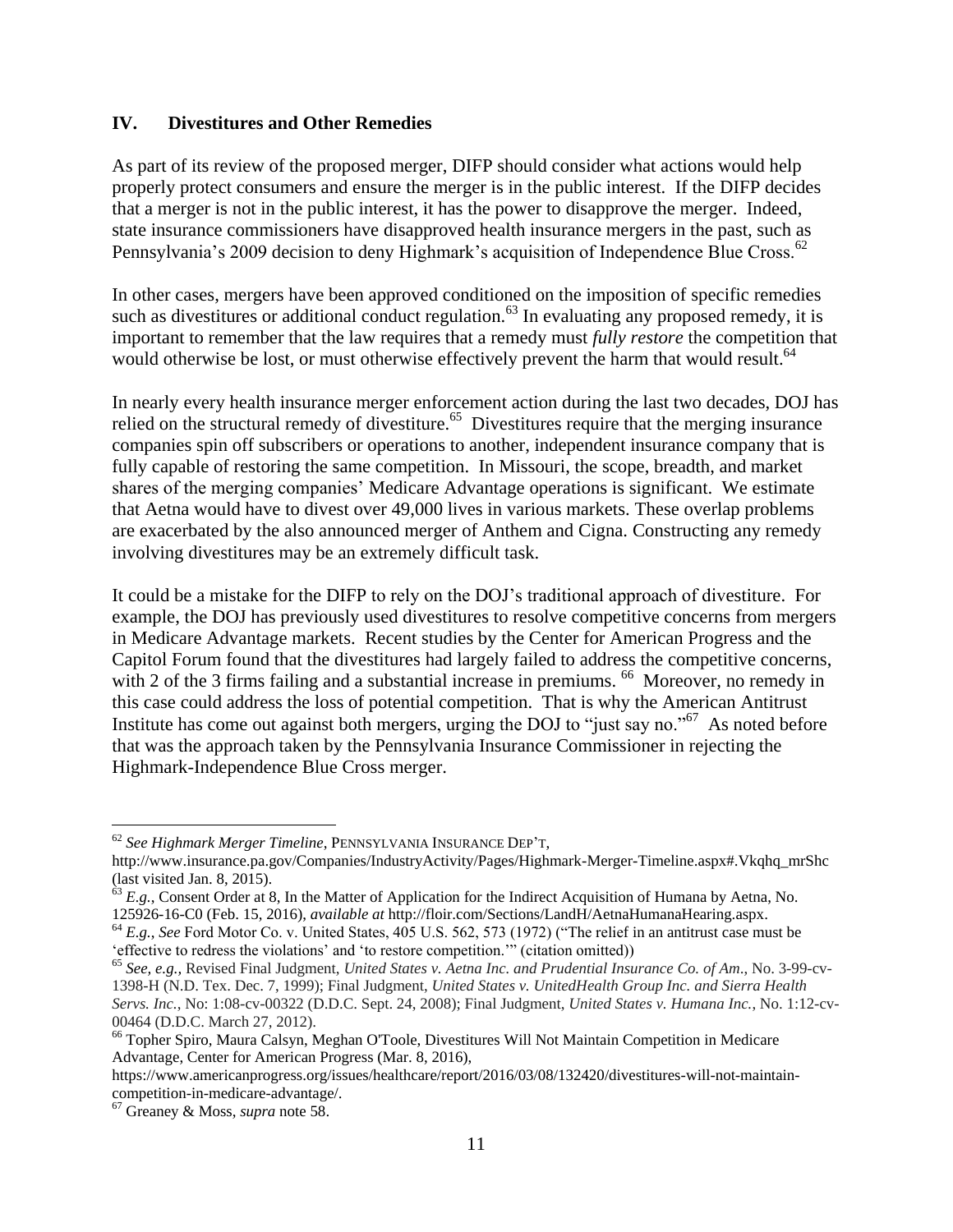## IV. Divestitures and Other Remedies

As part of its review of the proposed merger, DIFP should consider what actions would help properly protect consumers and ensure the merger is in the public interest. If the DIFP decides that a merger is not in the public interest, it has the power to disapprove the merger. Indeed, state insurance commissioners have disapproved health insurance mergers in the past, such as Pennsylvania's 2009 decision to deny Highmark's acquisition of Independence Blue Cross.[62]

In other cases, mergers have been approved conditioned on the imposition of specific remedies such as divestitures or additional conduct regulation.[63] In evaluating any proposed remedy, it is important to remember that the law requires that a remedy must *fully restore* the competition that would otherwise be lost, or must otherwise effectively prevent the harm that would result.[64]

In nearly every health insurance merger enforcement action during the last two decades, DOJ has relied on the structural remedy of divestiture.[65] Divestitures require that the merging insurance companies spin off subscribers or operations to another, independent insurance company that is fully capable of restoring the same competition. In Missouri, the scope, breadth, and market shares of the merging companies' Medicare Advantage operations is significant. We estimate that Aetna would have to divest over 49,000 lives in various markets. These overlap problems are exacerbated by the also announced merger of Anthem and Cigna. Constructing any remedy involving divestitures may be an extremely difficult task.

It could be a mistake for the DIFP to rely on the DOJ's traditional approach of divestiture. For example, the DOJ has previously used divestitures to resolve competitive concerns from mergers in Medicare Advantage markets. Recent studies by the Center for American Progress and the Capitol Forum found that the divestitures had largely failed to address the competitive concerns, with 2 of the 3 firms failing and a substantial increase in premiums.[66] Moreover, no remedy in this case could address the loss of potential competition. That is why the American Antitrust Institute has come out against both mergers, urging the DOJ to "just say no."[67] As noted before that was the approach taken by the Pennsylvania Insurance Commissioner in rejecting the Highmark-Independence Blue Cross merger.

---

[62] *See Highmark Merger Timeline*, PENNSYLVANIA INSURANCE DEP'T, http://www.insurance.pa.gov/Companies/IndustryActivity/Pages/Highmark-Merger-Timeline.aspx#.Vkqhq_mrShc (last visited Jan. 8, 2015).

[63] *E.g.*, Consent Order at 8, In the Matter of Application for the Indirect Acquisition of Humana by Aetna, No. 125926-16-C0 (Feb. 15, 2016), *available at* http://floir.com/Sections/LandH/AetnaHumanaHearing.aspx.

[64] *E.g.*, *See* Ford Motor Co. v. United States, 405 U.S. 562, 573 (1972) ("The relief in an antitrust case must be 'effective to redress the violations' and 'to restore competition.'" (citation omitted))

[65] *See, e.g.,* Revised Final Judgment, *United States v. Aetna Inc. and Prudential Insurance Co. of Am*., No. 3-99-cv-1398-H (N.D. Tex. Dec. 7, 1999); Final Judgment, *United States v. UnitedHealth Group Inc. and Sierra Health Servs. Inc.*, No: 1:08-cv-00322 (D.D.C. Sept. 24, 2008); Final Judgment, *United States v. Humana Inc.*, No. 1:12-cv-00464 (D.D.C. March 27, 2012).

[66] Topher Spiro, Maura Calsyn, Meghan O'Toole, Divestitures Will Not Maintain Competition in Medicare Advantage, Center for American Progress (Mar. 8, 2016), https://www.americanprogress.org/issues/healthcare/report/2016/03/08/132420/divestitures-will-not-maintain-competition-in-medicare-advantage/.

[67] Greaney & Moss, *supra* note 58.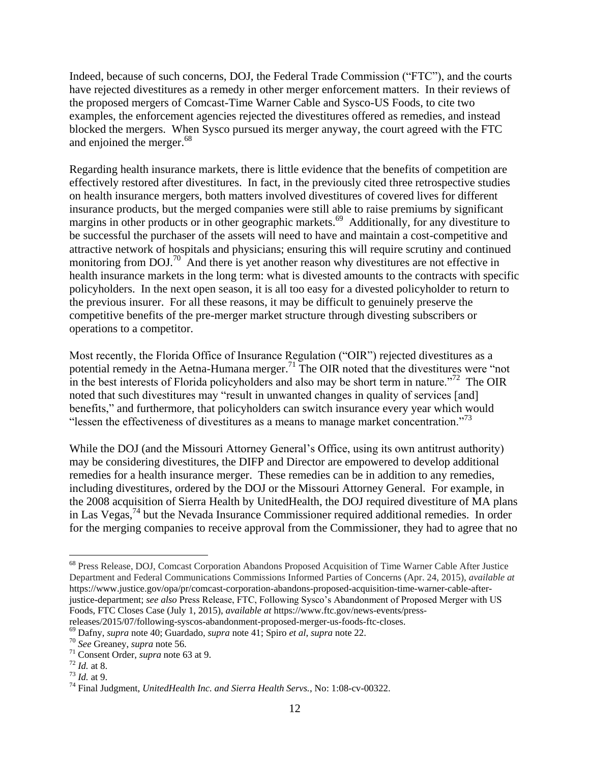Indeed, because of such concerns, DOJ, the Federal Trade Commission ("FTC"), and the courts have rejected divestitures as a remedy in other merger enforcement matters. In their reviews of the proposed mergers of Comcast-Time Warner Cable and Sysco-US Foods, to cite two examples, the enforcement agencies rejected the divestitures offered as remedies, and instead blocked the mergers. When Sysco pursued its merger anyway, the court agreed with the FTC and enjoined the merger.[68]

Regarding health insurance markets, there is little evidence that the benefits of competition are effectively restored after divestitures. In fact, in the previously cited three retrospective studies on health insurance mergers, both matters involved divestitures of covered lives for different insurance products, but the merged companies were still able to raise premiums by significant margins in other products or in other geographic markets.[69] Additionally, for any divestiture to be successful the purchaser of the assets will need to have and maintain a cost-competitive and attractive network of hospitals and physicians; ensuring this will require scrutiny and continued monitoring from DOJ.[70] And there is yet another reason why divestitures are not effective in health insurance markets in the long term: what is divested amounts to the contracts with specific policyholders. In the next open season, it is all too easy for a divested policyholder to return to the previous insurer. For all these reasons, it may be difficult to genuinely preserve the competitive benefits of the pre-merger market structure through divesting subscribers or operations to a competitor.

Most recently, the Florida Office of Insurance Regulation ("OIR") rejected divestitures as a potential remedy in the Aetna-Humana merger.[71] The OIR noted that the divestitures were "not in the best interests of Florida policyholders and also may be short term in nature."[72] The OIR noted that such divestitures may "result in unwanted changes in quality of services [and] benefits," and furthermore, that policyholders can switch insurance every year which would "lessen the effectiveness of divestitures as a means to manage market concentration."[73]

While the DOJ (and the Missouri Attorney General's Office, using its own antitrust authority) may be considering divestitures, the DIFP and Director are empowered to develop additional remedies for a health insurance merger. These remedies can be in addition to any remedies, including divestitures, ordered by the DOJ or the Missouri Attorney General. For example, in the 2008 acquisition of Sierra Health by UnitedHealth, the DOJ required divestiture of MA plans in Las Vegas,[74] but the Nevada Insurance Commissioner required additional remedies. In order for the merging companies to receive approval from the Commissioner, they had to agree that no

---

[68] Press Release, DOJ, Comcast Corporation Abandons Proposed Acquisition of Time Warner Cable After Justice Department and Federal Communications Commissions Informed Parties of Concerns (Apr. 24, 2015), *available at* https://www.justice.gov/opa/pr/comcast-corporation-abandons-proposed-acquisition-time-warner-cable-after-justice-department; *see also* Press Release, FTC, Following Sysco's Abandonment of Proposed Merger with US Foods, FTC Closes Case (July 1, 2015), *available at* https://www.ftc.gov/news-events/press-releases/2015/07/following-syscos-abandonment-proposed-merger-us-foods-ftc-closes.

[69] Dafny, *supra* note 40; Guardado, *supra* note 41; Spiro *et al, supra* note 22.

[70] *See* Greaney, *supra* note 56.

[71] Consent Order, *supra* note 63 at 9.

[72] *Id.* at 8.

[73] *Id.* at 9.

[74] Final Judgment, *UnitedHealth Inc. and Sierra Health Servs.*, No: 1:08-cv-00322.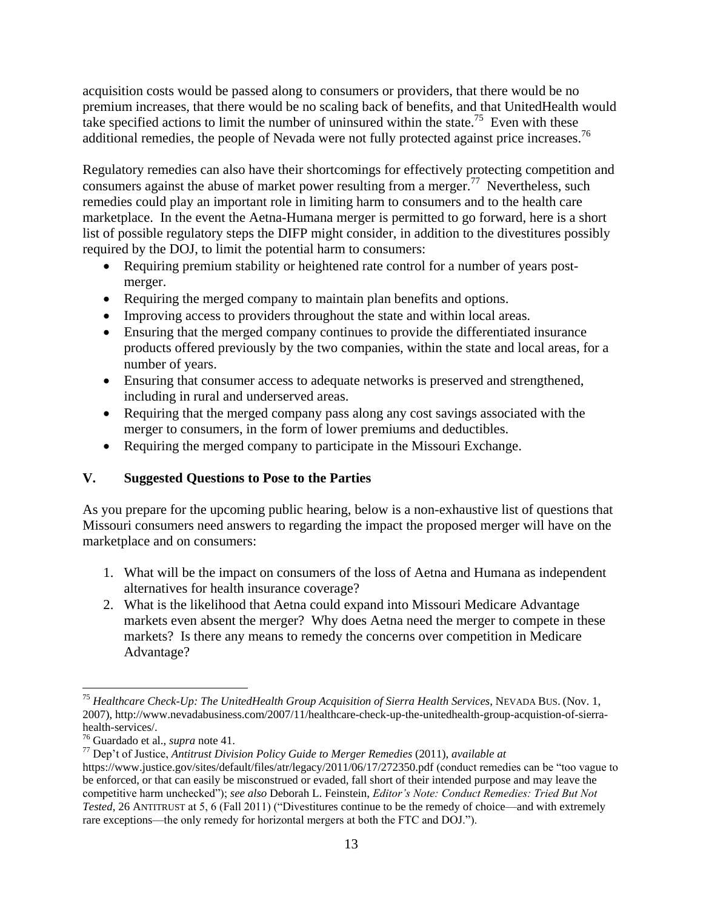acquisition costs would be passed along to consumers or providers, that there would be no premium increases, that there would be no scaling back of benefits, and that UnitedHealth would take specified actions to limit the number of uninsured within the state.[75] Even with these additional remedies, the people of Nevada were not fully protected against price increases.[76]

Regulatory remedies can also have their shortcomings for effectively protecting competition and consumers against the abuse of market power resulting from a merger.[77] Nevertheless, such remedies could play an important role in limiting harm to consumers and to the health care marketplace. In the event the Aetna-Humana merger is permitted to go forward, here is a short list of possible regulatory steps the DIFP might consider, in addition to the divestitures possibly required by the DOJ, to limit the potential harm to consumers:

- Requiring premium stability or heightened rate control for a number of years post-merger.
- Requiring the merged company to maintain plan benefits and options.
- Improving access to providers throughout the state and within local areas.
- Ensuring that the merged company continues to provide the differentiated insurance products offered previously by the two companies, within the state and local areas, for a number of years.
- Ensuring that consumer access to adequate networks is preserved and strengthened, including in rural and underserved areas.
- Requiring that the merged company pass along any cost savings associated with the merger to consumers, in the form of lower premiums and deductibles.
- Requiring the merged company to participate in the Missouri Exchange.

## V. Suggested Questions to Pose to the Parties

As you prepare for the upcoming public hearing, below is a non-exhaustive list of questions that Missouri consumers need answers to regarding the impact the proposed merger will have on the marketplace and on consumers:

1. What will be the impact on consumers of the loss of Aetna and Humana as independent alternatives for health insurance coverage?
2. What is the likelihood that Aetna could expand into Missouri Medicare Advantage markets even absent the merger? Why does Aetna need the merger to compete in these markets? Is there any means to remedy the concerns over competition in Medicare Advantage?

---

[75] *Healthcare Check-Up: The UnitedHealth Group Acquisition of Sierra Health Services*, NEVADA BUS. (Nov. 1, 2007), http://www.nevadabusiness.com/2007/11/healthcare-check-up-the-unitedhealth-group-acquistion-of-sierra-health-services/.

[76] Guardado et al., *supra* note 41.

[77] Dep't of Justice, *Antitrust Division Policy Guide to Merger Remedies* (2011), *available at* https://www.justice.gov/sites/default/files/atr/legacy/2011/06/17/272350.pdf (conduct remedies can be "too vague to be enforced, or that can easily be misconstrued or evaded, fall short of their intended purpose and may leave the competitive harm unchecked"); *see also* Deborah L. Feinstein, *Editor's Note: Conduct Remedies: Tried But Not Tested*, 26 ANTITRUST at 5, 6 (Fall 2011) ("Divestitures continue to be the remedy of choice—and with extremely rare exceptions—the only remedy for horizontal mergers at both the FTC and DOJ.").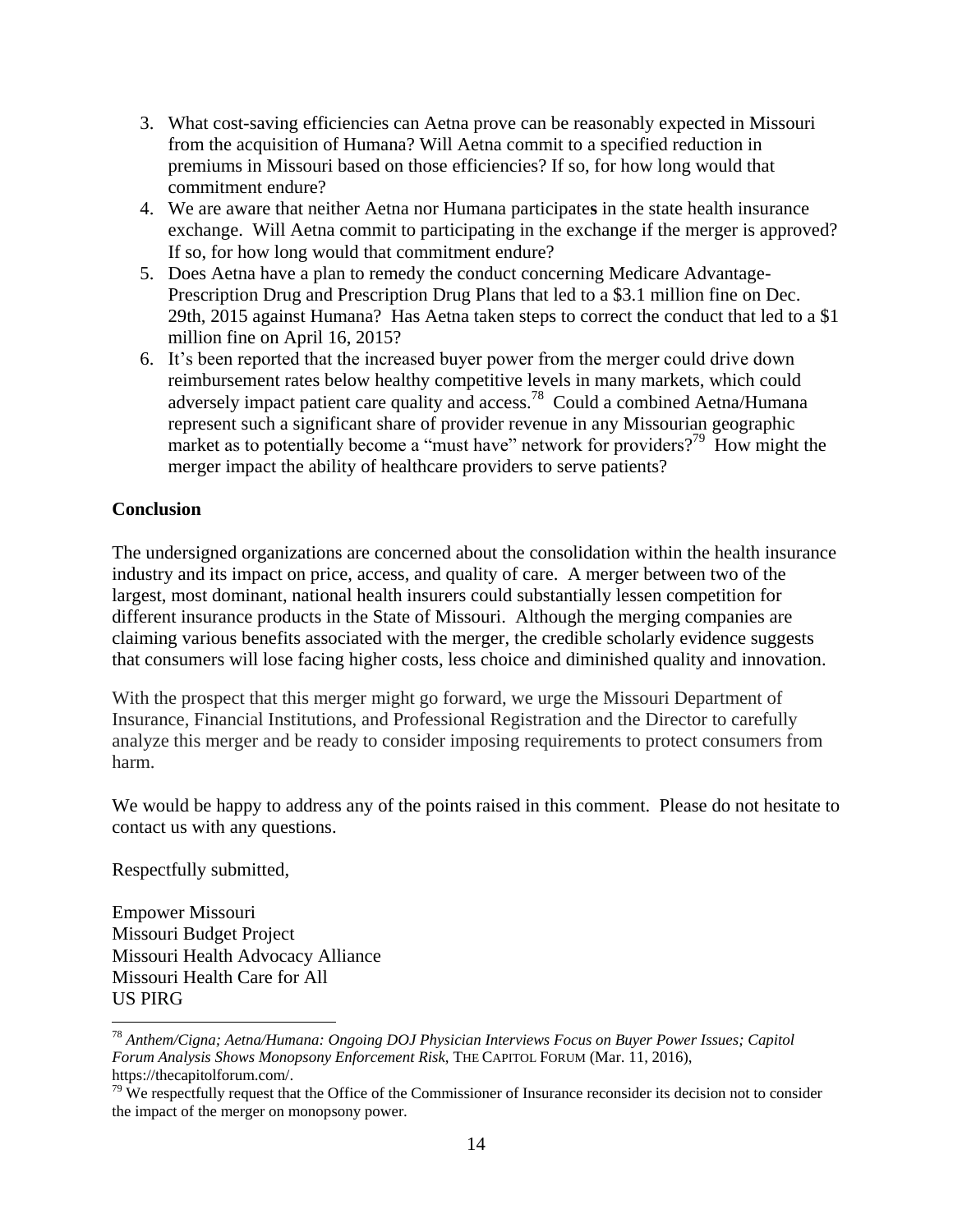3. What cost-saving efficiencies can Aetna prove can be reasonably expected in Missouri from the acquisition of Humana? Will Aetna commit to a specified reduction in premiums in Missouri based on those efficiencies? If so, for how long would that commitment endure?
4. We are aware that neither Aetna nor Humana participate**s** in the state health insurance exchange. Will Aetna commit to participating in the exchange if the merger is approved? If so, for how long would that commitment endure?
5. Does Aetna have a plan to remedy the conduct concerning Medicare Advantage-Prescription Drug and Prescription Drug Plans that led to a $3.1 million fine on Dec. 29th, 2015 against Humana? Has Aetna taken steps to correct the conduct that led to a $1 million fine on April 16, 2015?
6. It's been reported that the increased buyer power from the merger could drive down reimbursement rates below healthy competitive levels in many markets, which could adversely impact patient care quality and access.[78] Could a combined Aetna/Humana represent such a significant share of provider revenue in any Missourian geographic market as to potentially become a "must have" network for providers?[79] How might the merger impact the ability of healthcare providers to serve patients?

**Conclusion**

The undersigned organizations are concerned about the consolidation within the health insurance industry and its impact on price, access, and quality of care. A merger between two of the largest, most dominant, national health insurers could substantially lessen competition for different insurance products in the State of Missouri. Although the merging companies are claiming various benefits associated with the merger, the credible scholarly evidence suggests that consumers will lose facing higher costs, less choice and diminished quality and innovation.

With the prospect that this merger might go forward, we urge the Missouri Department of Insurance, Financial Institutions, and Professional Registration and the Director to carefully analyze this merger and be ready to consider imposing requirements to protect consumers from harm.

We would be happy to address any of the points raised in this comment. Please do not hesitate to contact us with any questions.

Respectfully submitted,

Empower Missouri
Missouri Budget Project
Missouri Health Advocacy Alliance
Missouri Health Care for All
US PIRG

---

[78] *Anthem/Cigna; Aetna/Humana: Ongoing DOJ Physician Interviews Focus on Buyer Power Issues; Capitol Forum Analysis Shows Monopsony Enforcement Risk*, THE CAPITOL FORUM (Mar. 11, 2016), https://thecapitolforum.com/.

[79] We respectfully request that the Office of the Commissioner of Insurance reconsider its decision not to consider the impact of the merger on monopsony power.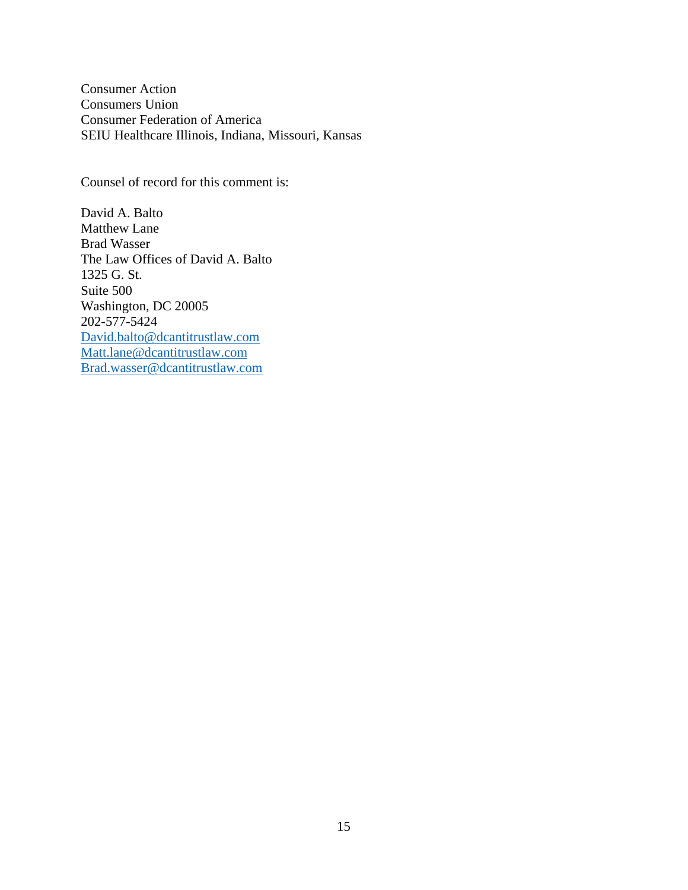Consumer Action  
Consumers Union  
Consumer Federation of America  
SEIU Healthcare Illinois, Indiana, Missouri, Kansas

Counsel of record for this comment is:

David A. Balto  
Matthew Lane  
Brad Wasser  
The Law Offices of David A. Balto  
1325 G. St.  
Suite 500  
Washington, DC 20005  
202-577-5424  
David.balto@dcantitrustlaw.com  
Matt.lane@dcantitrustlaw.com  
Brad.wasser@dcantitrustlaw.com